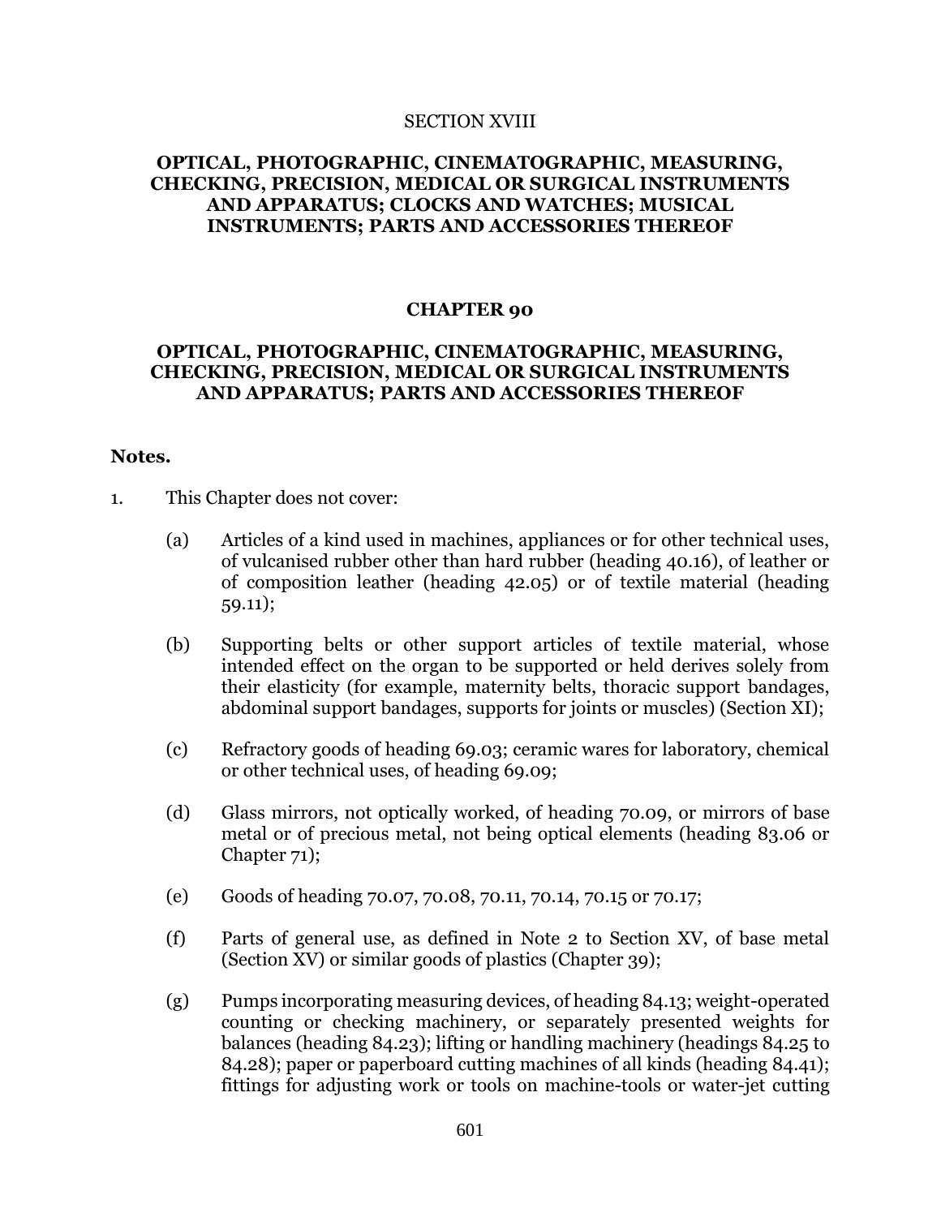SECTION XVIII

# OPTICAL, PHOTOGRAPHIC, CINEMATOGRAPHIC, MEASURING, CHECKING, PRECISION, MEDICAL OR SURGICAL INSTRUMENTS AND APPARATUS; CLOCKS AND WATCHES; MUSICAL INSTRUMENTS; PARTS AND ACCESSORIES THEREOF

## CHAPTER 90

## OPTICAL, PHOTOGRAPHIC, CINEMATOGRAPHIC, MEASURING, CHECKING, PRECISION, MEDICAL OR SURGICAL INSTRUMENTS AND APPARATUS; PARTS AND ACCESSORIES THEREOF

**Notes.**

1. This Chapter does not cover:

   (a) Articles of a kind used in machines, appliances or for other technical uses, of vulcanised rubber other than hard rubber (heading 40.16), of leather or of composition leather (heading 42.05) or of textile material (heading 59.11);

   (b) Supporting belts or other support articles of textile material, whose intended effect on the organ to be supported or held derives solely from their elasticity (for example, maternity belts, thoracic support bandages, abdominal support bandages, supports for joints or muscles) (Section XI);

   (c) Refractory goods of heading 69.03; ceramic wares for laboratory, chemical or other technical uses, of heading 69.09;

   (d) Glass mirrors, not optically worked, of heading 70.09, or mirrors of base metal or of precious metal, not being optical elements (heading 83.06 or Chapter 71);

   (e) Goods of heading 70.07, 70.08, 70.11, 70.14, 70.15 or 70.17;

   (f) Parts of general use, as defined in Note 2 to Section XV, of base metal (Section XV) or similar goods of plastics (Chapter 39);

   (g) Pumps incorporating measuring devices, of heading 84.13; weight-operated counting or checking machinery, or separately presented weights for balances (heading 84.23); lifting or handling machinery (headings 84.25 to 84.28); paper or paperboard cutting machines of all kinds (heading 84.41); fittings for adjusting work or tools on machine-tools or water-jet cutting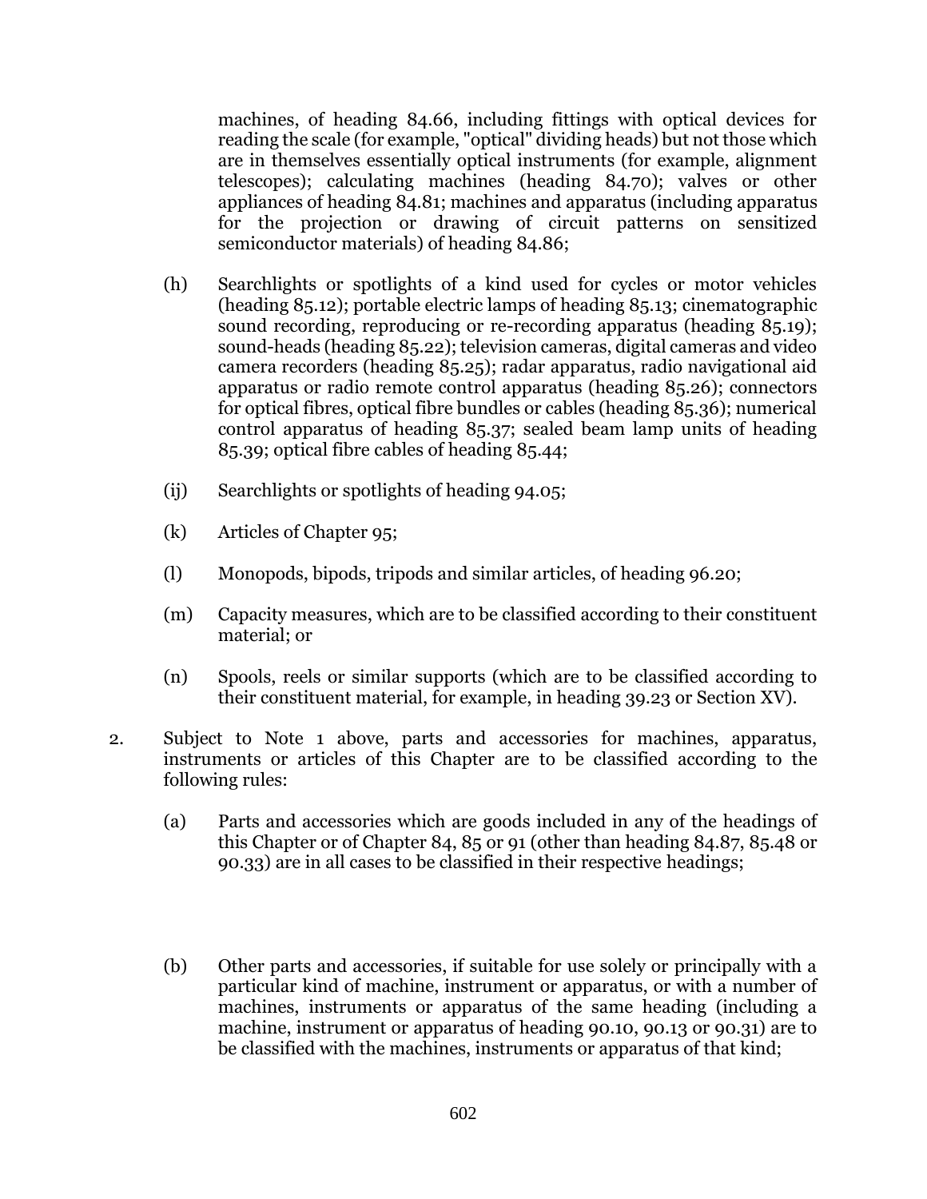machines, of heading 84.66, including fittings with optical devices for reading the scale (for example, "optical" dividing heads) but not those which are in themselves essentially optical instruments (for example, alignment telescopes); calculating machines (heading 84.70); valves or other appliances of heading 84.81; machines and apparatus (including apparatus for the projection or drawing of circuit patterns on sensitized semiconductor materials) of heading 84.86;

(h) Searchlights or spotlights of a kind used for cycles or motor vehicles (heading 85.12); portable electric lamps of heading 85.13; cinematographic sound recording, reproducing or re-recording apparatus (heading 85.19); sound-heads (heading 85.22); television cameras, digital cameras and video camera recorders (heading 85.25); radar apparatus, radio navigational aid apparatus or radio remote control apparatus (heading 85.26); connectors for optical fibres, optical fibre bundles or cables (heading 85.36); numerical control apparatus of heading 85.37; sealed beam lamp units of heading 85.39; optical fibre cables of heading 85.44;

(ij) Searchlights or spotlights of heading 94.05;

(k) Articles of Chapter 95;

(l) Monopods, bipods, tripods and similar articles, of heading 96.20;

(m) Capacity measures, which are to be classified according to their constituent material; or

(n) Spools, reels or similar supports (which are to be classified according to their constituent material, for example, in heading 39.23 or Section XV).

2. Subject to Note 1 above, parts and accessories for machines, apparatus, instruments or articles of this Chapter are to be classified according to the following rules:

(a) Parts and accessories which are goods included in any of the headings of this Chapter or of Chapter 84, 85 or 91 (other than heading 84.87, 85.48 or 90.33) are in all cases to be classified in their respective headings;

(b) Other parts and accessories, if suitable for use solely or principally with a particular kind of machine, instrument or apparatus, or with a number of machines, instruments or apparatus of the same heading (including a machine, instrument or apparatus of heading 90.10, 90.13 or 90.31) are to be classified with the machines, instruments or apparatus of that kind;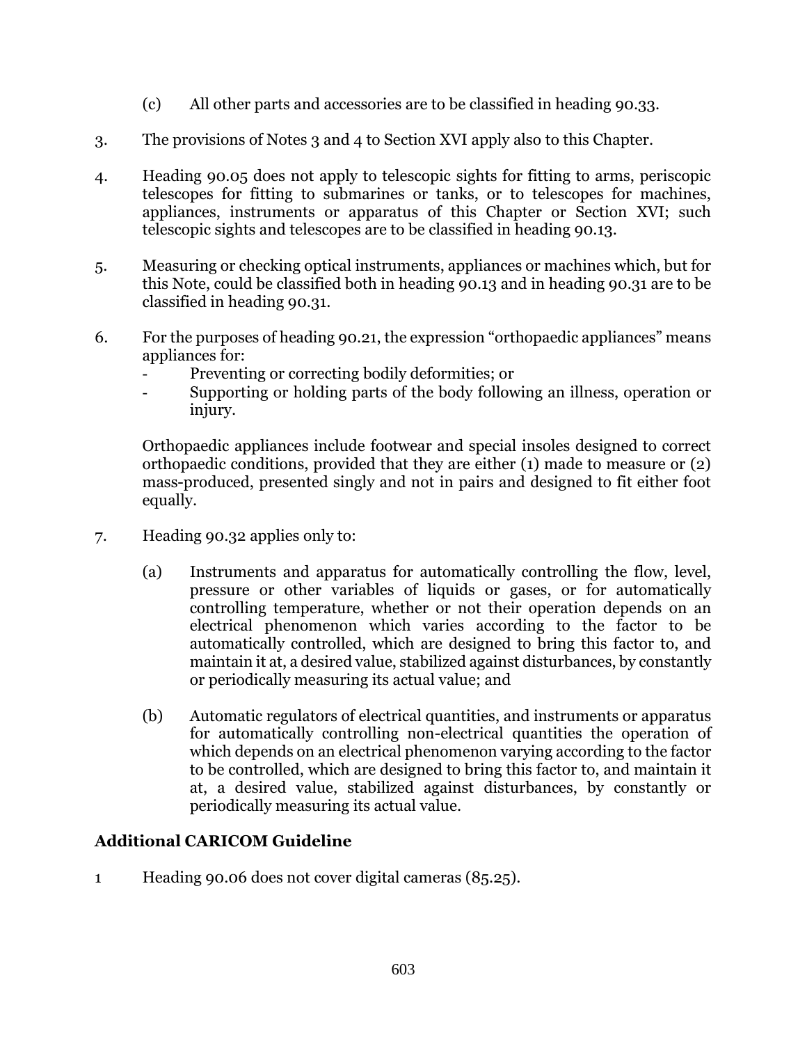(c) All other parts and accessories are to be classified in heading 90.33.

3. The provisions of Notes 3 and 4 to Section XVI apply also to this Chapter.

4. Heading 90.05 does not apply to telescopic sights for fitting to arms, periscopic telescopes for fitting to submarines or tanks, or to telescopes for machines, appliances, instruments or apparatus of this Chapter or Section XVI; such telescopic sights and telescopes are to be classified in heading 90.13.

5. Measuring or checking optical instruments, appliances or machines which, but for this Note, could be classified both in heading 90.13 and in heading 90.31 are to be classified in heading 90.31.

6. For the purposes of heading 90.21, the expression "orthopaedic appliances" means appliances for:
   - Preventing or correcting bodily deformities; or
   - Supporting or holding parts of the body following an illness, operation or injury.

   Orthopaedic appliances include footwear and special insoles designed to correct orthopaedic conditions, provided that they are either (1) made to measure or (2) mass-produced, presented singly and not in pairs and designed to fit either foot equally.

7. Heading 90.32 applies only to:

   (a) Instruments and apparatus for automatically controlling the flow, level, pressure or other variables of liquids or gases, or for automatically controlling temperature, whether or not their operation depends on an electrical phenomenon which varies according to the factor to be automatically controlled, which are designed to bring this factor to, and maintain it at, a desired value, stabilized against disturbances, by constantly or periodically measuring its actual value; and

   (b) Automatic regulators of electrical quantities, and instruments or apparatus for automatically controlling non-electrical quantities the operation of which depends on an electrical phenomenon varying according to the factor to be controlled, which are designed to bring this factor to, and maintain it at, a desired value, stabilized against disturbances, by constantly or periodically measuring its actual value.

## Additional CARICOM Guideline

1 Heading 90.06 does not cover digital cameras (85.25).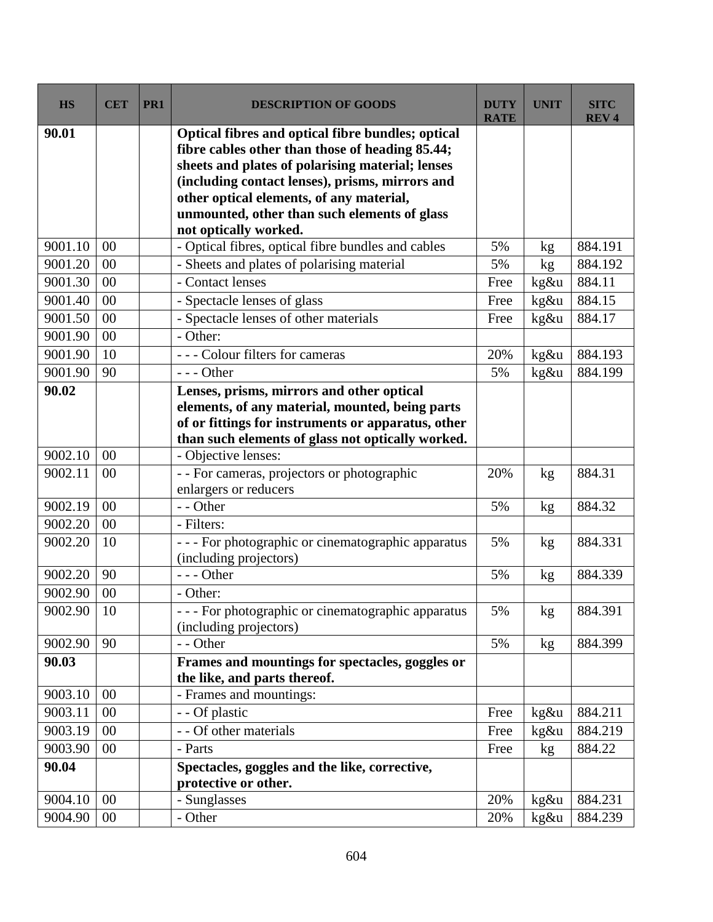| HS | CET | PR1 | DESCRIPTION OF GOODS | DUTY RATE | UNIT | SITC REV 4 |
|---|---|---|---|---|---|---|
| **90.01** | | | **Optical fibres and optical fibre bundles; optical fibre cables other than those of heading 85.44; sheets and plates of polarising material; lenses (including contact lenses), prisms, mirrors and other optical elements, of any material, unmounted, other than such elements of glass not optically worked.** | | | |
| 9001.10 | 00 | | - Optical fibres, optical fibre bundles and cables | 5% | kg | 884.191 |
| 9001.20 | 00 | | - Sheets and plates of polarising material | 5% | kg | 884.192 |
| 9001.30 | 00 | | - Contact lenses | Free | kg&u | 884.11 |
| 9001.40 | 00 | | - Spectacle lenses of glass | Free | kg&u | 884.15 |
| 9001.50 | 00 | | - Spectacle lenses of other materials | Free | kg&u | 884.17 |
| 9001.90 | 00 | | - Other: | | | |
| 9001.90 | 10 | | - - - Colour filters for cameras | 20% | kg&u | 884.193 |
| 9001.90 | 90 | | - - - Other | 5% | kg&u | 884.199 |
| **90.02** | | | **Lenses, prisms, mirrors and other optical elements, of any material, mounted, being parts of or fittings for instruments or apparatus, other than such elements of glass not optically worked.** | | | |
| 9002.10 | 00 | | - Objective lenses: | | | |
| 9002.11 | 00 | | - - For cameras, projectors or photographic enlargers or reducers | 20% | kg | 884.31 |
| 9002.19 | 00 | | - - Other | 5% | kg | 884.32 |
| 9002.20 | 00 | | - Filters: | | | |
| 9002.20 | 10 | | - - - For photographic or cinematographic apparatus (including projectors) | 5% | kg | 884.331 |
| 9002.20 | 90 | | - - - Other | 5% | kg | 884.339 |
| 9002.90 | 00 | | - Other: | | | |
| 9002.90 | 10 | | - - - For photographic or cinematographic apparatus (including projectors) | 5% | kg | 884.391 |
| 9002.90 | 90 | | - - Other | 5% | kg | 884.399 |
| **90.03** | | | **Frames and mountings for spectacles, goggles or the like, and parts thereof.** | | | |
| 9003.10 | 00 | | - Frames and mountings: | | | |
| 9003.11 | 00 | | - - Of plastic | Free | kg&u | 884.211 |
| 9003.19 | 00 | | - - Of other materials | Free | kg&u | 884.219 |
| 9003.90 | 00 | | - Parts | Free | kg | 884.22 |
| **90.04** | | | **Spectacles, goggles and the like, corrective, protective or other.** | | | |
| 9004.10 | 00 | | - Sunglasses | 20% | kg&u | 884.231 |
| 9004.90 | 00 | | - Other | 20% | kg&u | 884.239 |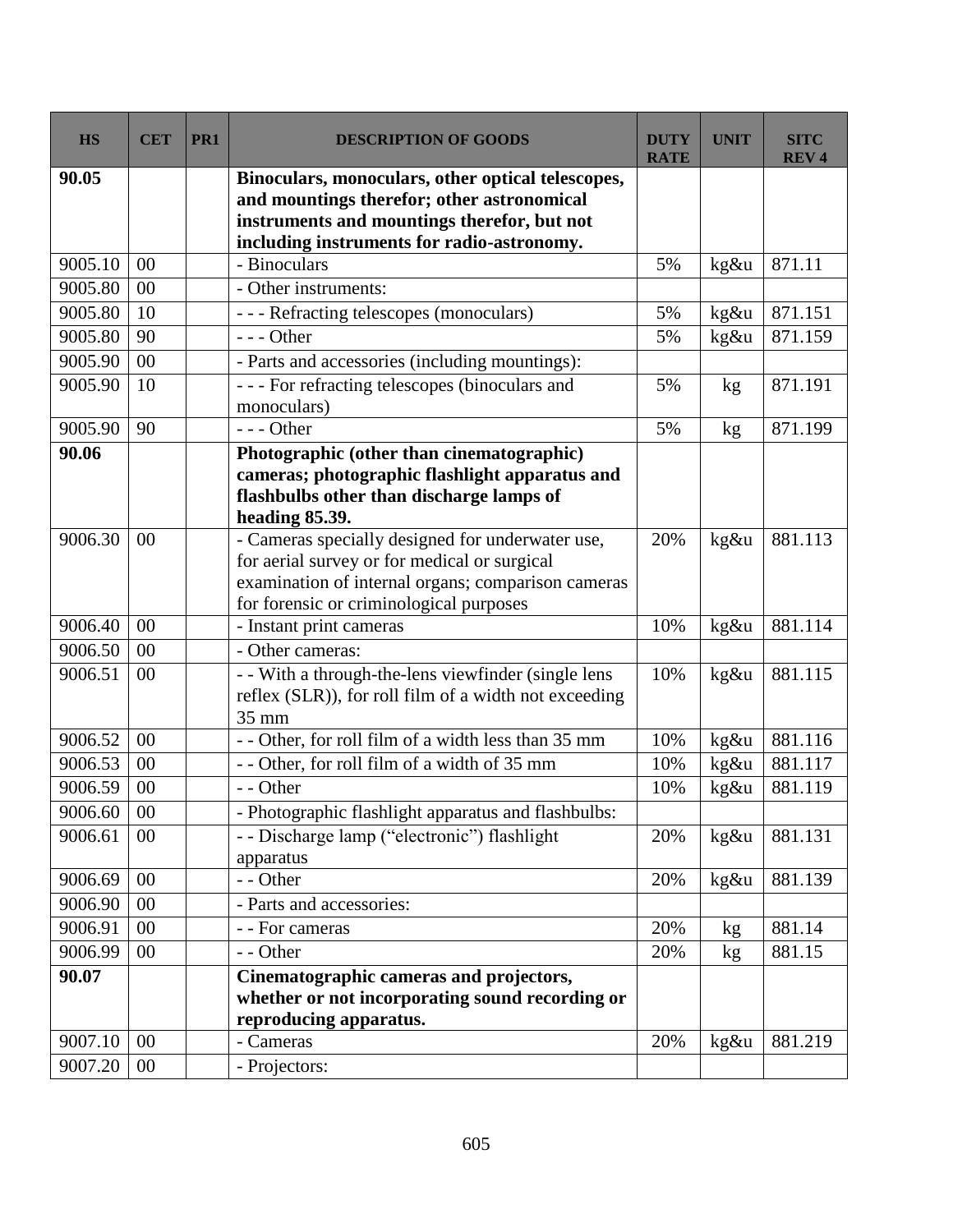| HS | CET | PR1 | DESCRIPTION OF GOODS | DUTY RATE | UNIT | SITC REV 4 |
|---|---|---|---|---|---|---|
| **90.05** | | | **Binoculars, monoculars, other optical telescopes, and mountings therefor; other astronomical instruments and mountings therefor, but not including instruments for radio-astronomy.** | | | |
| 9005.10 | 00 | | - Binoculars | 5% | kg&u | 871.11 |
| 9005.80 | 00 | | - Other instruments: | | | |
| 9005.80 | 10 | | - - - Refracting telescopes (monoculars) | 5% | kg&u | 871.151 |
| 9005.80 | 90 | | - - - Other | 5% | kg&u | 871.159 |
| 9005.90 | 00 | | - Parts and accessories (including mountings): | | | |
| 9005.90 | 10 | | - - - For refracting telescopes (binoculars and monoculars) | 5% | kg | 871.191 |
| 9005.90 | 90 | | - - - Other | 5% | kg | 871.199 |
| **90.06** | | | **Photographic (other than cinematographic) cameras; photographic flashlight apparatus and flashbulbs other than discharge lamps of heading 85.39.** | | | |
| 9006.30 | 00 | | - Cameras specially designed for underwater use, for aerial survey or for medical or surgical examination of internal organs; comparison cameras for forensic or criminological purposes | 20% | kg&u | 881.113 |
| 9006.40 | 00 | | - Instant print cameras | 10% | kg&u | 881.114 |
| 9006.50 | 00 | | - Other cameras: | | | |
| 9006.51 | 00 | | - - With a through-the-lens viewfinder (single lens reflex (SLR)), for roll film of a width not exceeding 35 mm | 10% | kg&u | 881.115 |
| 9006.52 | 00 | | - - Other, for roll film of a width less than 35 mm | 10% | kg&u | 881.116 |
| 9006.53 | 00 | | - - Other, for roll film of a width of 35 mm | 10% | kg&u | 881.117 |
| 9006.59 | 00 | | - - Other | 10% | kg&u | 881.119 |
| 9006.60 | 00 | | - Photographic flashlight apparatus and flashbulbs: | | | |
| 9006.61 | 00 | | - - Discharge lamp ("electronic") flashlight apparatus | 20% | kg&u | 881.131 |
| 9006.69 | 00 | | - - Other | 20% | kg&u | 881.139 |
| 9006.90 | 00 | | - Parts and accessories: | | | |
| 9006.91 | 00 | | - - For cameras | 20% | kg | 881.14 |
| 9006.99 | 00 | | - - Other | 20% | kg | 881.15 |
| **90.07** | | | **Cinematographic cameras and projectors, whether or not incorporating sound recording or reproducing apparatus.** | | | |
| 9007.10 | 00 | | - Cameras | 20% | kg&u | 881.219 |
| 9007.20 | 00 | | - Projectors: | | | |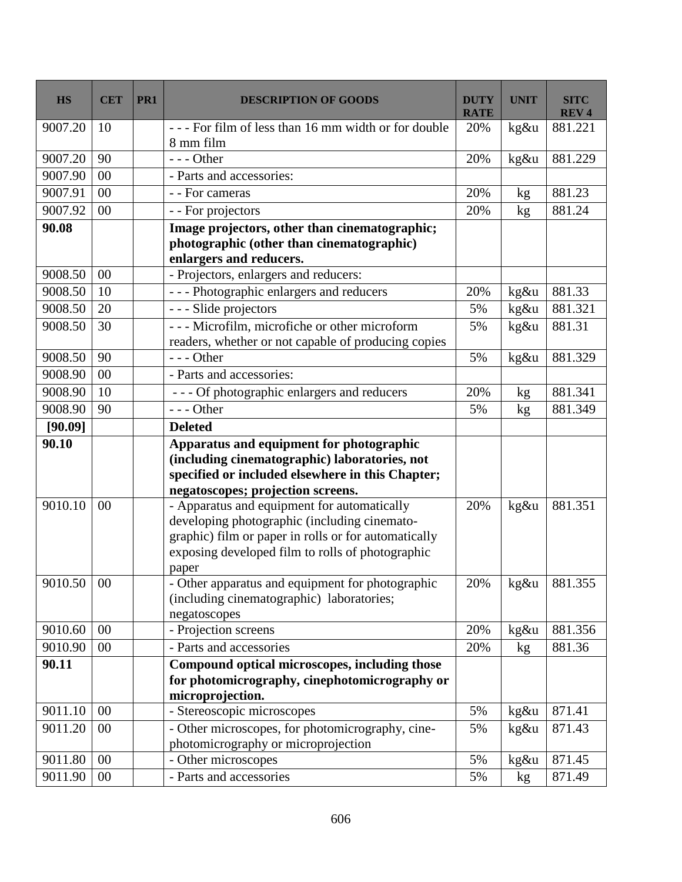| HS | CET | PR1 | DESCRIPTION OF GOODS | DUTY RATE | UNIT | SITC REV 4 |
|---|---|---|---|---|---|---|
| 9007.20 | 10 | | - - - For film of less than 16 mm width or for double 8 mm film | 20% | kg&u | 881.221 |
| 9007.20 | 90 | | - - - Other | 20% | kg&u | 881.229 |
| 9007.90 | 00 | | - Parts and accessories: | | | |
| 9007.91 | 00 | | - - For cameras | 20% | kg | 881.23 |
| 9007.92 | 00 | | - - For projectors | 20% | kg | 881.24 |
| **90.08** | | | **Image projectors, other than cinematographic; photographic (other than cinematographic) enlargers and reducers.** | | | |
| 9008.50 | 00 | | - Projectors, enlargers and reducers: | | | |
| 9008.50 | 10 | | - - - Photographic enlargers and reducers | 20% | kg&u | 881.33 |
| 9008.50 | 20 | | - - - Slide projectors | 5% | kg&u | 881.321 |
| 9008.50 | 30 | | - - - Microfilm, microfiche or other microform readers, whether or not capable of producing copies | 5% | kg&u | 881.31 |
| 9008.50 | 90 | | - - - Other | 5% | kg&u | 881.329 |
| 9008.90 | 00 | | - Parts and accessories: | | | |
| 9008.90 | 10 | | - - - Of photographic enlargers and reducers | 20% | kg | 881.341 |
| 9008.90 | 90 | | - - - Other | 5% | kg | 881.349 |
| **[90.09]** | | | **Deleted** | | | |
| **90.10** | | | **Apparatus and equipment for photographic (including cinematographic) laboratories, not specified or included elsewhere in this Chapter; negatoscopes; projection screens.** | | | |
| 9010.10 | 00 | | - Apparatus and equipment for automatically developing photographic (including cinemato-graphic) film or paper in rolls or for automatically exposing developed film to rolls of photographic paper | 20% | kg&u | 881.351 |
| 9010.50 | 00 | | - Other apparatus and equipment for photographic (including cinematographic) laboratories; negatoscopes | 20% | kg&u | 881.355 |
| 9010.60 | 00 | | - Projection screens | 20% | kg&u | 881.356 |
| 9010.90 | 00 | | - Parts and accessories | 20% | kg | 881.36 |
| **90.11** | | | **Compound optical microscopes, including those for photomicrography, cinephotomicrography or microprojection.** | | | |
| 9011.10 | 00 | | - Stereoscopic microscopes | 5% | kg&u | 871.41 |
| 9011.20 | 00 | | - Other microscopes, for photomicrography, cine-photomicrography or microprojection | 5% | kg&u | 871.43 |
| 9011.80 | 00 | | - Other microscopes | 5% | kg&u | 871.45 |
| 9011.90 | 00 | | - Parts and accessories | 5% | kg | 871.49 |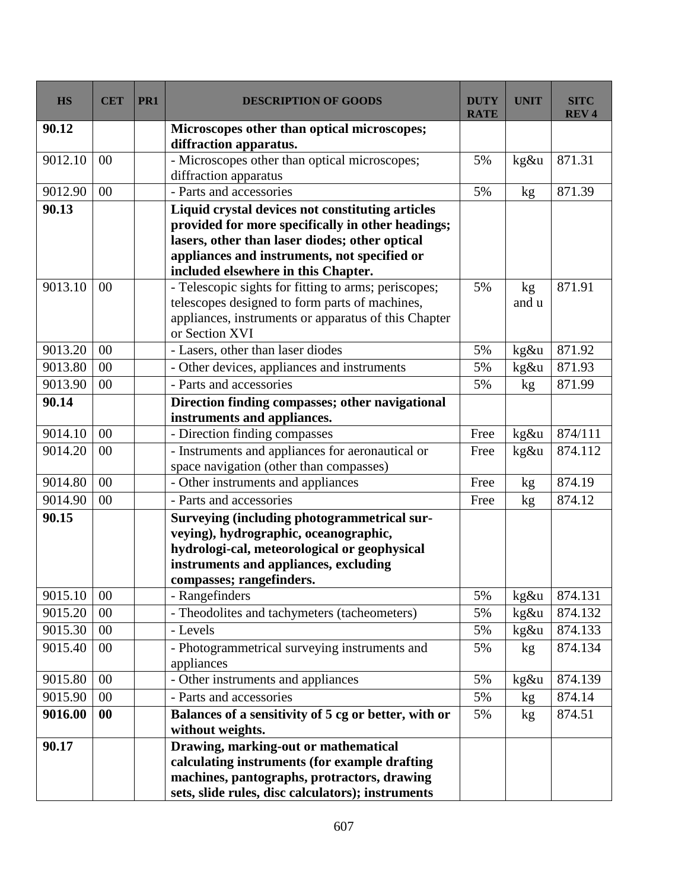| HS | CET | PR1 | DESCRIPTION OF GOODS | DUTY RATE | UNIT | SITC REV 4 |
|---|---|---|---|---|---|---|
| **90.12** | | | **Microscopes other than optical microscopes; diffraction apparatus.** | | | |
| 9012.10 | 00 | | - Microscopes other than optical microscopes; diffraction apparatus | 5% | kg&u | 871.31 |
| 9012.90 | 00 | | - Parts and accessories | 5% | kg | 871.39 |
| **90.13** | | | **Liquid crystal devices not constituting articles provided for more specifically in other headings; lasers, other than laser diodes; other optical appliances and instruments, not specified or included elsewhere in this Chapter.** | | | |
| 9013.10 | 00 | | - Telescopic sights for fitting to arms; periscopes; telescopes designed to form parts of machines, appliances, instruments or apparatus of this Chapter or Section XVI | 5% | kg and u | 871.91 |
| 9013.20 | 00 | | - Lasers, other than laser diodes | 5% | kg&u | 871.92 |
| 9013.80 | 00 | | - Other devices, appliances and instruments | 5% | kg&u | 871.93 |
| 9013.90 | 00 | | - Parts and accessories | 5% | kg | 871.99 |
| **90.14** | | | **Direction finding compasses; other navigational instruments and appliances.** | | | |
| 9014.10 | 00 | | - Direction finding compasses | Free | kg&u | 874/111 |
| 9014.20 | 00 | | - Instruments and appliances for aeronautical or space navigation (other than compasses) | Free | kg&u | 874.112 |
| 9014.80 | 00 | | - Other instruments and appliances | Free | kg | 874.19 |
| 9014.90 | 00 | | - Parts and accessories | Free | kg | 874.12 |
| **90.15** | | | **Surveying (including photogrammetrical sur-veying), hydrographic, oceanographic, hydrologi-cal, meteorological or geophysical instruments and appliances, excluding compasses; rangefinders.** | | | |
| 9015.10 | 00 | | - Rangefinders | 5% | kg&u | 874.131 |
| 9015.20 | 00 | | - Theodolites and tachymeters (tacheometers) | 5% | kg&u | 874.132 |
| 9015.30 | 00 | | - Levels | 5% | kg&u | 874.133 |
| 9015.40 | 00 | | - Photogrammetrical surveying instruments and appliances | 5% | kg | 874.134 |
| 9015.80 | 00 | | - Other instruments and appliances | 5% | kg&u | 874.139 |
| 9015.90 | 00 | | - Parts and accessories | 5% | kg | 874.14 |
| **9016.00** | **00** | | **Balances of a sensitivity of 5 cg or better, with or without weights.** | 5% | kg | 874.51 |
| **90.17** | | | **Drawing, marking-out or mathematical calculating instruments (for example drafting machines, pantographs, protractors, drawing sets, slide rules, disc calculators); instruments** | | | |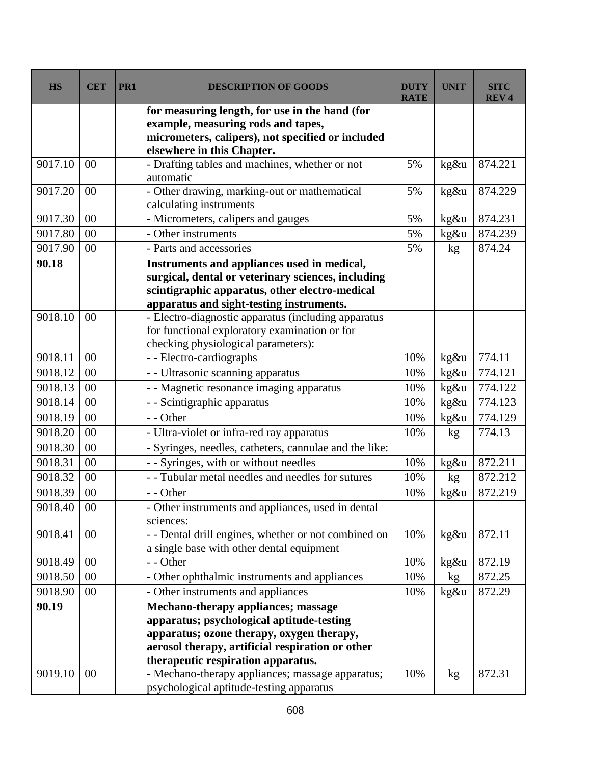| HS | CET | PR1 | DESCRIPTION OF GOODS | DUTY RATE | UNIT | SITC REV 4 |
|---|---|---|---|---|---|---|
| | | | **for measuring length, for use in the hand (for example, measuring rods and tapes, micrometers, calipers), not specified or included elsewhere in this Chapter.** | | | |
| 9017.10 | 00 | | - Drafting tables and machines, whether or not automatic | 5% | kg&u | 874.221 |
| 9017.20 | 00 | | - Other drawing, marking-out or mathematical calculating instruments | 5% | kg&u | 874.229 |
| 9017.30 | 00 | | - Micrometers, calipers and gauges | 5% | kg&u | 874.231 |
| 9017.80 | 00 | | - Other instruments | 5% | kg&u | 874.239 |
| 9017.90 | 00 | | - Parts and accessories | 5% | kg | 874.24 |
| **90.18** | | | **Instruments and appliances used in medical, surgical, dental or veterinary sciences, including scintigraphic apparatus, other electro-medical apparatus and sight-testing instruments.** | | | |
| 9018.10 | 00 | | - Electro-diagnostic apparatus (including apparatus for functional exploratory examination or for checking physiological parameters): | | | |
| 9018.11 | 00 | | - - Electro-cardiographs | 10% | kg&u | 774.11 |
| 9018.12 | 00 | | - - Ultrasonic scanning apparatus | 10% | kg&u | 774.121 |
| 9018.13 | 00 | | - - Magnetic resonance imaging apparatus | 10% | kg&u | 774.122 |
| 9018.14 | 00 | | - - Scintigraphic apparatus | 10% | kg&u | 774.123 |
| 9018.19 | 00 | | - - Other | 10% | kg&u | 774.129 |
| 9018.20 | 00 | | - Ultra-violet or infra-red ray apparatus | 10% | kg | 774.13 |
| 9018.30 | 00 | | - Syringes, needles, catheters, cannulae and the like: | | | |
| 9018.31 | 00 | | - - Syringes, with or without needles | 10% | kg&u | 872.211 |
| 9018.32 | 00 | | - - Tubular metal needles and needles for sutures | 10% | kg | 872.212 |
| 9018.39 | 00 | | - - Other | 10% | kg&u | 872.219 |
| 9018.40 | 00 | | - Other instruments and appliances, used in dental sciences: | | | |
| 9018.41 | 00 | | - - Dental drill engines, whether or not combined on a single base with other dental equipment | 10% | kg&u | 872.11 |
| 9018.49 | 00 | | - - Other | 10% | kg&u | 872.19 |
| 9018.50 | 00 | | - Other ophthalmic instruments and appliances | 10% | kg | 872.25 |
| 9018.90 | 00 | | - Other instruments and appliances | 10% | kg&u | 872.29 |
| **90.19** | | | **Mechano-therapy appliances; massage apparatus; psychological aptitude-testing apparatus; ozone therapy, oxygen therapy, aerosol therapy, artificial respiration or other therapeutic respiration apparatus.** | | | |
| 9019.10 | 00 | | - Mechano-therapy appliances; massage apparatus; psychological aptitude-testing apparatus | 10% | kg | 872.31 |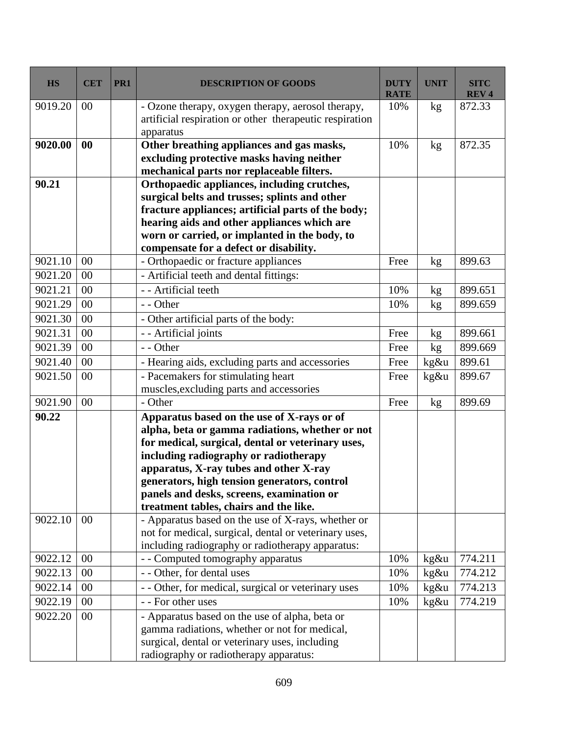| HS | CET | PR1 | DESCRIPTION OF GOODS | DUTY RATE | UNIT | SITC REV 4 |
|---|---|---|---|---|---|---|
| 9019.20 | 00 | | - Ozone therapy, oxygen therapy, aerosol therapy, artificial respiration or other therapeutic respiration apparatus | 10% | kg | 872.33 |
| **9020.00** | **00** | | **Other breathing appliances and gas masks, excluding protective masks having neither mechanical parts nor replaceable filters.** | 10% | kg | 872.35 |
| **90.21** | | | **Orthopaedic appliances, including crutches, surgical belts and trusses; splints and other fracture appliances; artificial parts of the body; hearing aids and other appliances which are worn or carried, or implanted in the body, to compensate for a defect or disability.** | | | |
| 9021.10 | 00 | | - Orthopaedic or fracture appliances | Free | kg | 899.63 |
| 9021.20 | 00 | | - Artificial teeth and dental fittings: | | | |
| 9021.21 | 00 | | - - Artificial teeth | 10% | kg | 899.651 |
| 9021.29 | 00 | | - - Other | 10% | kg | 899.659 |
| 9021.30 | 00 | | - Other artificial parts of the body: | | | |
| 9021.31 | 00 | | - - Artificial joints | Free | kg | 899.661 |
| 9021.39 | 00 | | - - Other | Free | kg | 899.669 |
| 9021.40 | 00 | | - Hearing aids, excluding parts and accessories | Free | kg&u | 899.61 |
| 9021.50 | 00 | | - Pacemakers for stimulating heart muscles,excluding parts and accessories | Free | kg&u | 899.67 |
| 9021.90 | 00 | | - Other | Free | kg | 899.69 |
| **90.22** | | | **Apparatus based on the use of X-rays or of alpha, beta or gamma radiations, whether or not for medical, surgical, dental or veterinary uses, including radiography or radiotherapy apparatus, X-ray tubes and other X-ray generators, high tension generators, control panels and desks, screens, examination or treatment tables, chairs and the like.** | | | |
| 9022.10 | 00 | | - Apparatus based on the use of X-rays, whether or not for medical, surgical, dental or veterinary uses, including radiography or radiotherapy apparatus: | | | |
| 9022.12 | 00 | | - - Computed tomography apparatus | 10% | kg&u | 774.211 |
| 9022.13 | 00 | | - - Other, for dental uses | 10% | kg&u | 774.212 |
| 9022.14 | 00 | | - - Other, for medical, surgical or veterinary uses | 10% | kg&u | 774.213 |
| 9022.19 | 00 | | - - For other uses | 10% | kg&u | 774.219 |
| 9022.20 | 00 | | - Apparatus based on the use of alpha, beta or gamma radiations, whether or not for medical, surgical, dental or veterinary uses, including radiography or radiotherapy apparatus: | | | |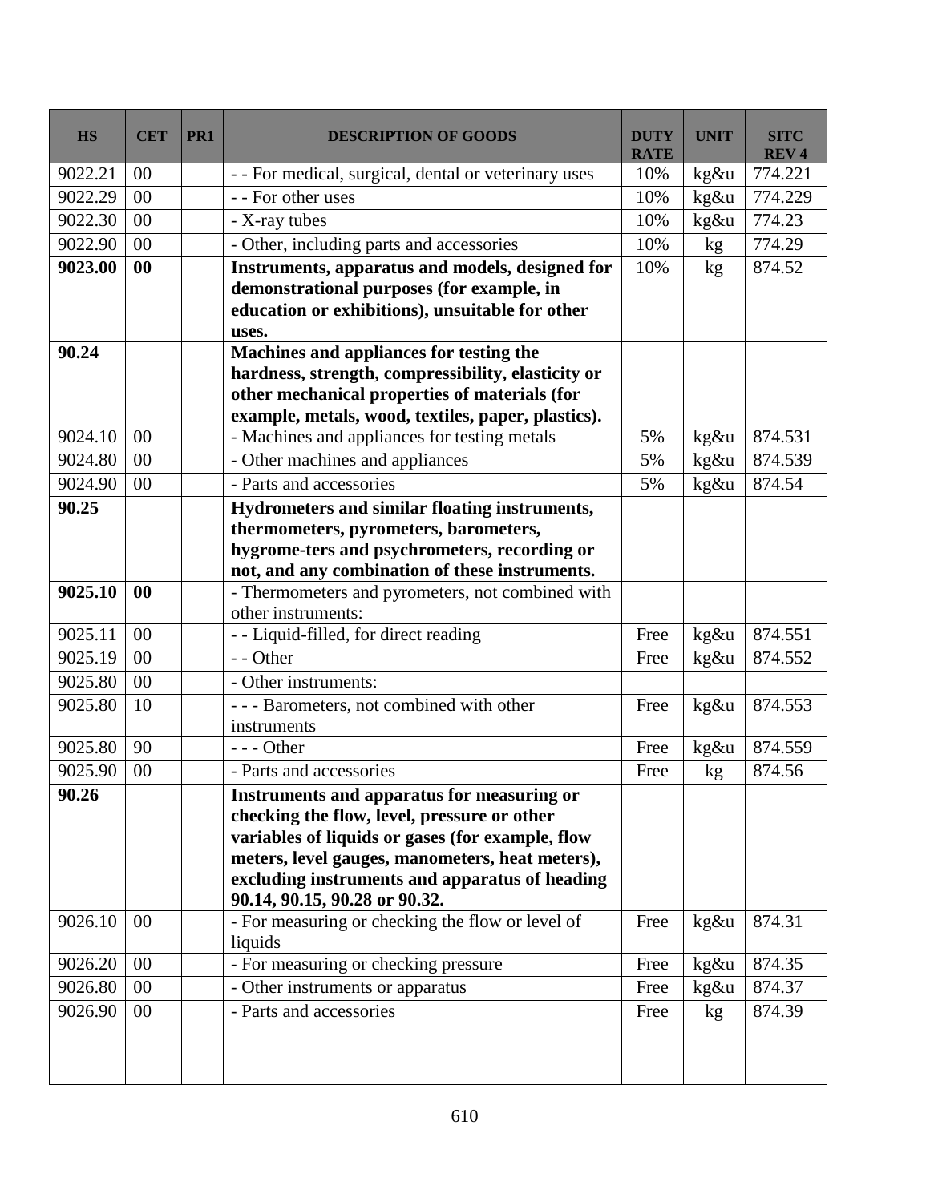| HS | CET | PR1 | DESCRIPTION OF GOODS | DUTY RATE | UNIT | SITC REV 4 |
|---|---|---|---|---|---|---|
| 9022.21 | 00 | | - - For medical, surgical, dental or veterinary uses | 10% | kg&u | 774.221 |
| 9022.29 | 00 | | - - For other uses | 10% | kg&u | 774.229 |
| 9022.30 | 00 | | - X-ray tubes | 10% | kg&u | 774.23 |
| 9022.90 | 00 | | - Other, including parts and accessories | 10% | kg | 774.29 |
| **9023.00** | **00** | | **Instruments, apparatus and models, designed for demonstrational purposes (for example, in education or exhibitions), unsuitable for other uses.** | 10% | kg | 874.52 |
| **90.24** | | | **Machines and appliances for testing the hardness, strength, compressibility, elasticity or other mechanical properties of materials (for example, metals, wood, textiles, paper, plastics).** | | | |
| 9024.10 | 00 | | - Machines and appliances for testing metals | 5% | kg&u | 874.531 |
| 9024.80 | 00 | | - Other machines and appliances | 5% | kg&u | 874.539 |
| 9024.90 | 00 | | - Parts and accessories | 5% | kg&u | 874.54 |
| **90.25** | | | **Hydrometers and similar floating instruments, thermometers, pyrometers, barometers, hygrome-ters and psychrometers, recording or not, and any combination of these instruments.** | | | |
| **9025.10** | **00** | | - Thermometers and pyrometers, not combined with other instruments: | | | |
| 9025.11 | 00 | | - - Liquid-filled, for direct reading | Free | kg&u | 874.551 |
| 9025.19 | 00 | | - - Other | Free | kg&u | 874.552 |
| 9025.80 | 00 | | - Other instruments: | | | |
| 9025.80 | 10 | | - - - Barometers, not combined with other instruments | Free | kg&u | 874.553 |
| 9025.80 | 90 | | - - - Other | Free | kg&u | 874.559 |
| 9025.90 | 00 | | - Parts and accessories | Free | kg | 874.56 |
| **90.26** | | | **Instruments and apparatus for measuring or checking the flow, level, pressure or other variables of liquids or gases (for example, flow meters, level gauges, manometers, heat meters), excluding instruments and apparatus of heading 90.14, 90.15, 90.28 or 90.32.** | | | |
| 9026.10 | 00 | | - For measuring or checking the flow or level of liquids | Free | kg&u | 874.31 |
| 9026.20 | 00 | | - For measuring or checking pressure | Free | kg&u | 874.35 |
| 9026.80 | 00 | | - Other instruments or apparatus | Free | kg&u | 874.37 |
| 9026.90 | 00 | | - Parts and accessories | Free | kg | 874.39 |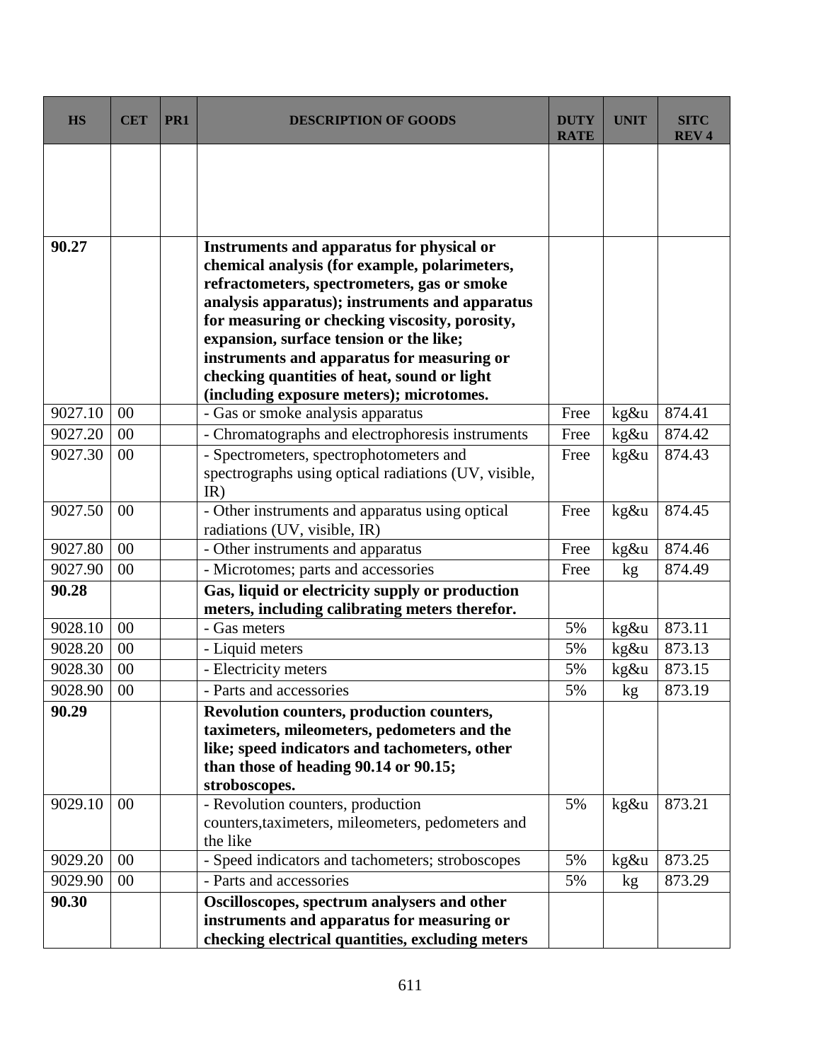| HS | CET | PR1 | DESCRIPTION OF GOODS | DUTY RATE | UNIT | SITC REV 4 |
|---|---|---|---|---|---|---|
| | | | | | | |
| **90.27** | | | **Instruments and apparatus for physical or chemical analysis (for example, polarimeters, refractometers, spectrometers, gas or smoke analysis apparatus); instruments and apparatus for measuring or checking viscosity, porosity, expansion, surface tension or the like; instruments and apparatus for measuring or checking quantities of heat, sound or light (including exposure meters); microtomes.** | | | |
| 9027.10 | 00 | | - Gas or smoke analysis apparatus | Free | kg&u | 874.41 |
| 9027.20 | 00 | | - Chromatographs and electrophoresis instruments | Free | kg&u | 874.42 |
| 9027.30 | 00 | | - Spectrometers, spectrophotometers and spectrographs using optical radiations (UV, visible, IR) | Free | kg&u | 874.43 |
| 9027.50 | 00 | | - Other instruments and apparatus using optical radiations (UV, visible, IR) | Free | kg&u | 874.45 |
| 9027.80 | 00 | | - Other instruments and apparatus | Free | kg&u | 874.46 |
| 9027.90 | 00 | | - Microtomes; parts and accessories | Free | kg | 874.49 |
| **90.28** | | | **Gas, liquid or electricity supply or production meters, including calibrating meters therefor.** | | | |
| 9028.10 | 00 | | - Gas meters | 5% | kg&u | 873.11 |
| 9028.20 | 00 | | - Liquid meters | 5% | kg&u | 873.13 |
| 9028.30 | 00 | | - Electricity meters | 5% | kg&u | 873.15 |
| 9028.90 | 00 | | - Parts and accessories | 5% | kg | 873.19 |
| **90.29** | | | **Revolution counters, production counters, taximeters, mileometers, pedometers and the like; speed indicators and tachometers, other than those of heading 90.14 or 90.15; stroboscopes.** | | | |
| 9029.10 | 00 | | - Revolution counters, production counters,taximeters, mileometers, pedometers and the like | 5% | kg&u | 873.21 |
| 9029.20 | 00 | | - Speed indicators and tachometers; stroboscopes | 5% | kg&u | 873.25 |
| 9029.90 | 00 | | - Parts and accessories | 5% | kg | 873.29 |
| **90.30** | | | **Oscilloscopes, spectrum analysers and other instruments and apparatus for measuring or checking electrical quantities, excluding meters** | | | |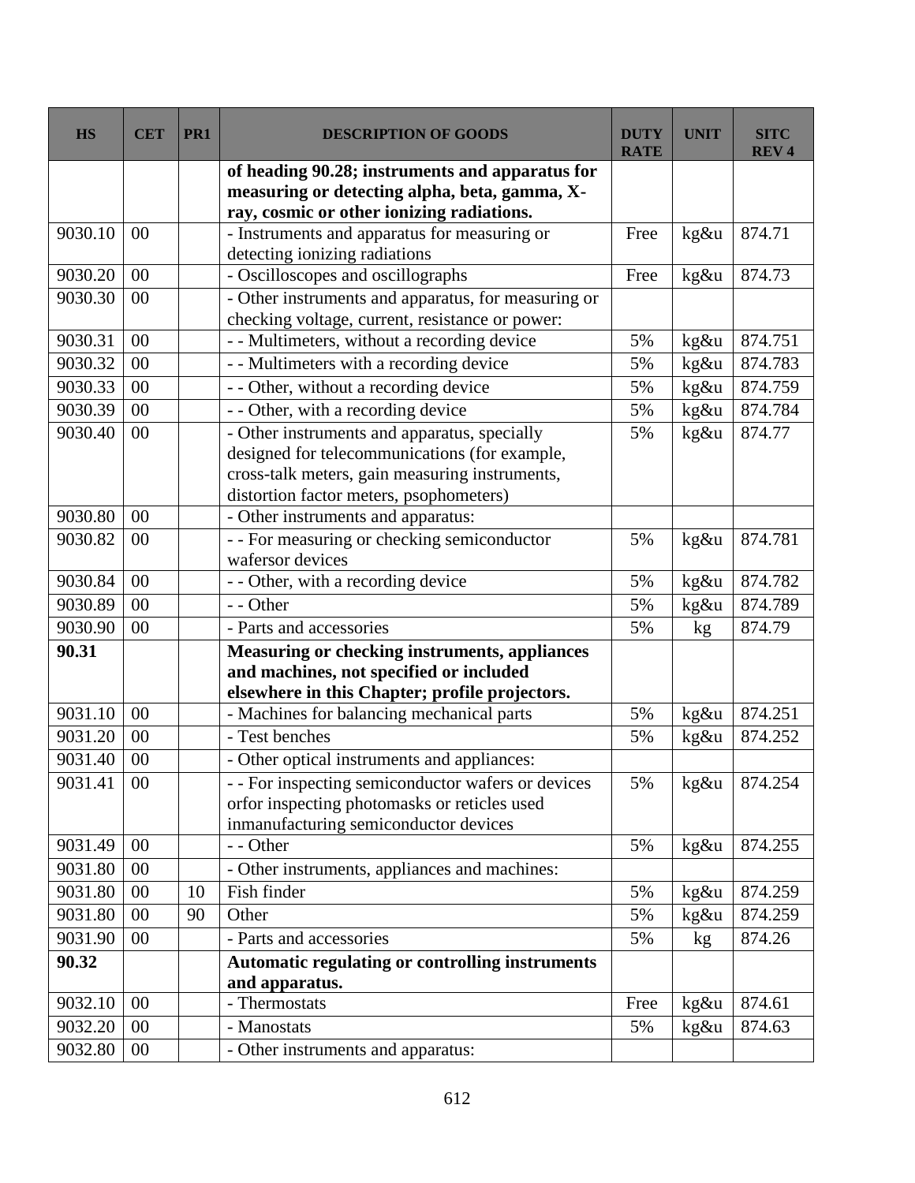| HS | CET | PR1 | DESCRIPTION OF GOODS | DUTY RATE | UNIT | SITC REV 4 |
|---|---|---|---|---|---|---|
| | | | **of heading 90.28; instruments and apparatus for measuring or detecting alpha, beta, gamma, X-ray, cosmic or other ionizing radiations.** | | | |
| 9030.10 | 00 | | - Instruments and apparatus for measuring or detecting ionizing radiations | Free | kg&u | 874.71 |
| 9030.20 | 00 | | - Oscilloscopes and oscillographs | Free | kg&u | 874.73 |
| 9030.30 | 00 | | - Other instruments and apparatus, for measuring or checking voltage, current, resistance or power: | | | |
| 9030.31 | 00 | | - - Multimeters, without a recording device | 5% | kg&u | 874.751 |
| 9030.32 | 00 | | - - Multimeters with a recording device | 5% | kg&u | 874.783 |
| 9030.33 | 00 | | - - Other, without a recording device | 5% | kg&u | 874.759 |
| 9030.39 | 00 | | - - Other, with a recording device | 5% | kg&u | 874.784 |
| 9030.40 | 00 | | - Other instruments and apparatus, specially designed for telecommunications (for example, cross-talk meters, gain measuring instruments, distortion factor meters, psophometers) | 5% | kg&u | 874.77 |
| 9030.80 | 00 | | - Other instruments and apparatus: | | | |
| 9030.82 | 00 | | - - For measuring or checking semiconductor wafersor devices | 5% | kg&u | 874.781 |
| 9030.84 | 00 | | - - Other, with a recording device | 5% | kg&u | 874.782 |
| 9030.89 | 00 | | - - Other | 5% | kg&u | 874.789 |
| 9030.90 | 00 | | - Parts and accessories | 5% | kg | 874.79 |
| **90.31** | | | **Measuring or checking instruments, appliances and machines, not specified or included elsewhere in this Chapter; profile projectors.** | | | |
| 9031.10 | 00 | | - Machines for balancing mechanical parts | 5% | kg&u | 874.251 |
| 9031.20 | 00 | | - Test benches | 5% | kg&u | 874.252 |
| 9031.40 | 00 | | - Other optical instruments and appliances: | | | |
| 9031.41 | 00 | | - - For inspecting semiconductor wafers or devices orfor inspecting photomasks or reticles used inmanufacturing semiconductor devices | 5% | kg&u | 874.254 |
| 9031.49 | 00 | | - - Other | 5% | kg&u | 874.255 |
| 9031.80 | 00 | | - Other instruments, appliances and machines: | | | |
| 9031.80 | 00 | 10 | Fish finder | 5% | kg&u | 874.259 |
| 9031.80 | 00 | 90 | Other | 5% | kg&u | 874.259 |
| 9031.90 | 00 | | - Parts and accessories | 5% | kg | 874.26 |
| **90.32** | | | **Automatic regulating or controlling instruments and apparatus.** | | | |
| 9032.10 | 00 | | - Thermostats | Free | kg&u | 874.61 |
| 9032.20 | 00 | | - Manostats | 5% | kg&u | 874.63 |
| 9032.80 | 00 | | - Other instruments and apparatus: | | | |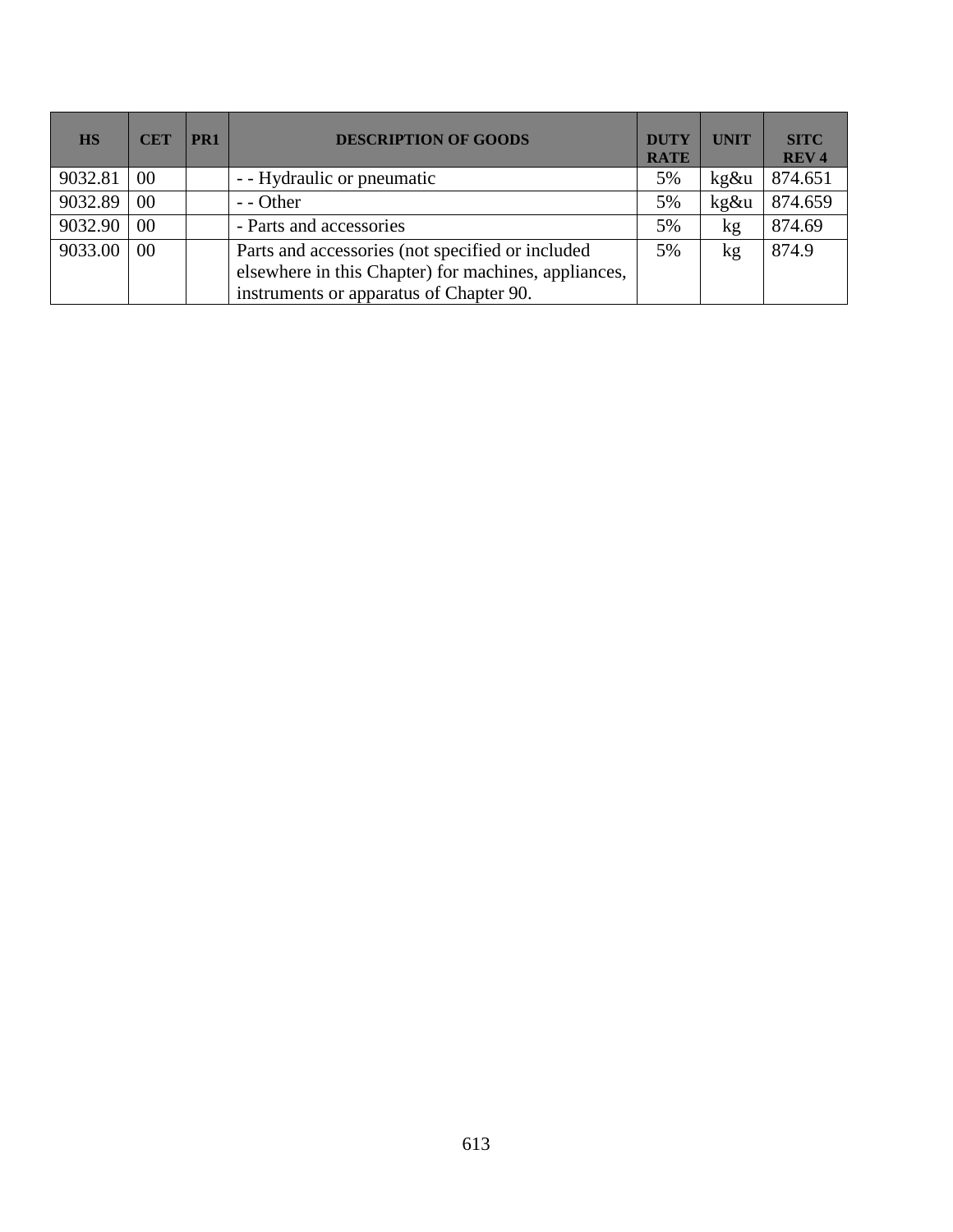| HS | CET | PR1 | DESCRIPTION OF GOODS | DUTY RATE | UNIT | SITC REV 4 |
|---|---|---|---|---|---|---|
| 9032.81 | 00 | | - - Hydraulic or pneumatic | 5% | kg&u | 874.651 |
| 9032.89 | 00 | | - - Other | 5% | kg&u | 874.659 |
| 9032.90 | 00 | | - Parts and accessories | 5% | kg | 874.69 |
| 9033.00 | 00 | | Parts and accessories (not specified or included elsewhere in this Chapter) for machines, appliances, instruments or apparatus of Chapter 90. | 5% | kg | 874.9 |